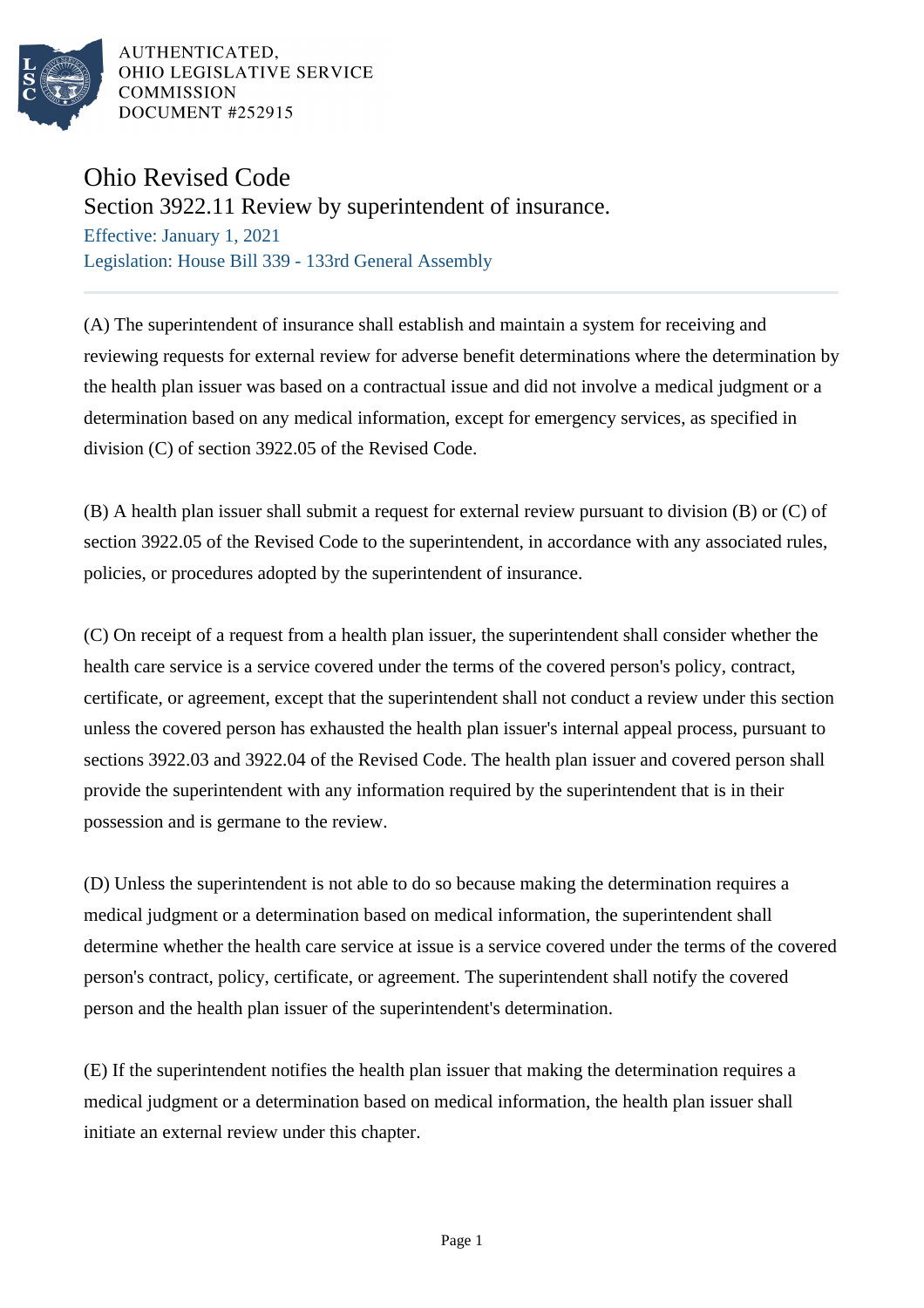AUTHENTICATED,
OHIO LEGISLATIVE SERVICE
COMMISSION
DOCUMENT #252915

# Ohio Revised Code

## Section 3922.11 Review by superintendent of insurance.

Effective: January 1, 2021

Legislation: House Bill 339 - 133rd General Assembly

---

(A) The superintendent of insurance shall establish and maintain a system for receiving and reviewing requests for external review for adverse benefit determinations where the determination by the health plan issuer was based on a contractual issue and did not involve a medical judgment or a determination based on any medical information, except for emergency services, as specified in division (C) of section 3922.05 of the Revised Code.

(B) A health plan issuer shall submit a request for external review pursuant to division (B) or (C) of section 3922.05 of the Revised Code to the superintendent, in accordance with any associated rules, policies, or procedures adopted by the superintendent of insurance.

(C) On receipt of a request from a health plan issuer, the superintendent shall consider whether the health care service is a service covered under the terms of the covered person's policy, contract, certificate, or agreement, except that the superintendent shall not conduct a review under this section unless the covered person has exhausted the health plan issuer's internal appeal process, pursuant to sections 3922.03 and 3922.04 of the Revised Code. The health plan issuer and covered person shall provide the superintendent with any information required by the superintendent that is in their possession and is germane to the review.

(D) Unless the superintendent is not able to do so because making the determination requires a medical judgment or a determination based on medical information, the superintendent shall determine whether the health care service at issue is a service covered under the terms of the covered person's contract, policy, certificate, or agreement. The superintendent shall notify the covered person and the health plan issuer of the superintendent's determination.

(E) If the superintendent notifies the health plan issuer that making the determination requires a medical judgment or a determination based on medical information, the health plan issuer shall initiate an external review under this chapter.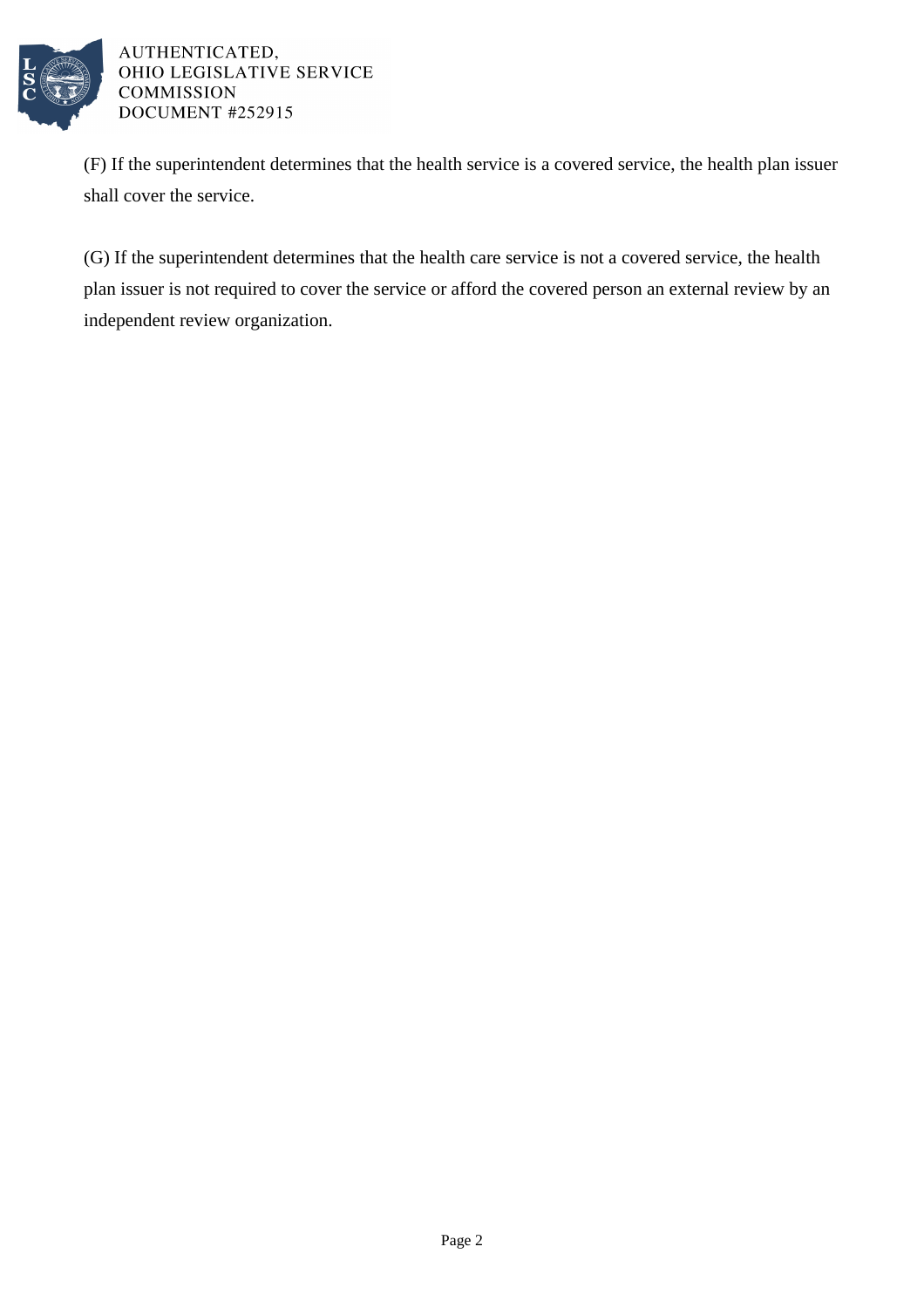(F) If the superintendent determines that the health service is a covered service, the health plan issuer shall cover the service.

(G) If the superintendent determines that the health care service is not a covered service, the health plan issuer is not required to cover the service or afford the covered person an external review by an independent review organization.